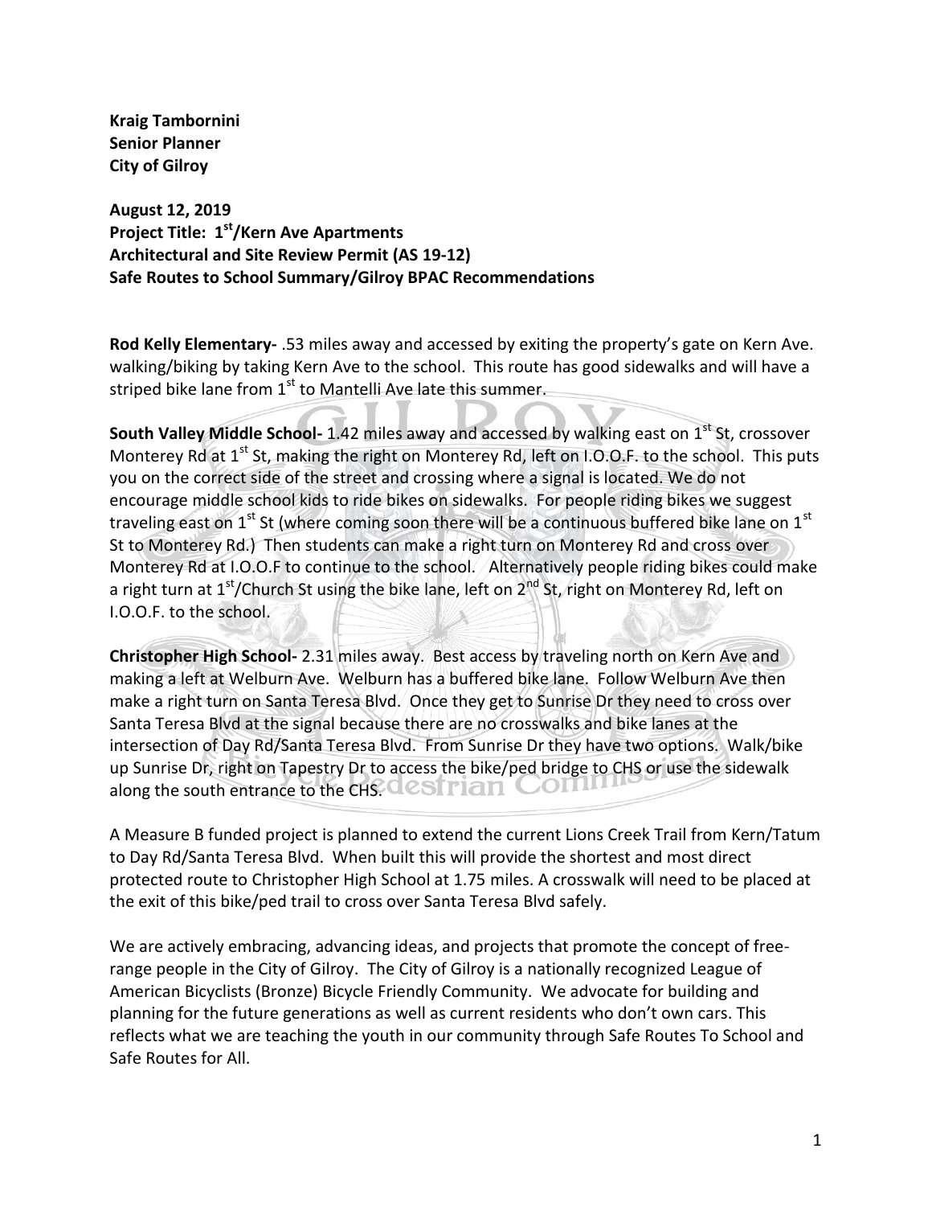**Kraig Tambornini**
**Senior Planner**
**City of Gilroy**

**August 12, 2019**
**Project Title: 1st/Kern Ave Apartments**
**Architectural and Site Review Permit (AS 19-12)**
**Safe Routes to School Summary/Gilroy BPAC Recommendations**

**Rod Kelly Elementary-** .53 miles away and accessed by exiting the property's gate on Kern Ave. walking/biking by taking Kern Ave to the school. This route has good sidewalks and will have a striped bike lane from 1st to Mantelli Ave late this summer.

**South Valley Middle School-** 1.42 miles away and accessed by walking east on 1st St, crossover Monterey Rd at 1st St, making the right on Monterey Rd, left on I.O.O.F. to the school. This puts you on the correct side of the street and crossing where a signal is located. We do not encourage middle school kids to ride bikes on sidewalks. For people riding bikes we suggest traveling east on 1st St (where coming soon there will be a continuous buffered bike lane on 1st St to Monterey Rd.) Then students can make a right turn on Monterey Rd and cross over Monterey Rd at I.O.O.F to continue to the school. Alternatively people riding bikes could make a right turn at 1st/Church St using the bike lane, left on 2nd St, right on Monterey Rd, left on I.O.O.F. to the school.

**Christopher High School-** 2.31 miles away. Best access by traveling north on Kern Ave and making a left at Welburn Ave. Welburn has a buffered bike lane. Follow Welburn Ave then make a right turn on Santa Teresa Blvd. Once they get to Sunrise Dr they need to cross over Santa Teresa Blvd at the signal because there are no crosswalks and bike lanes at the intersection of Day Rd/Santa Teresa Blvd. From Sunrise Dr they have two options. Walk/bike up Sunrise Dr, right on Tapestry Dr to access the bike/ped bridge to CHS or use the sidewalk along the south entrance to the CHS.

A Measure B funded project is planned to extend the current Lions Creek Trail from Kern/Tatum to Day Rd/Santa Teresa Blvd. When built this will provide the shortest and most direct protected route to Christopher High School at 1.75 miles. A crosswalk will need to be placed at the exit of this bike/ped trail to cross over Santa Teresa Blvd safely.

We are actively embracing, advancing ideas, and projects that promote the concept of free-range people in the City of Gilroy. The City of Gilroy is a nationally recognized League of American Bicyclists (Bronze) Bicycle Friendly Community. We advocate for building and planning for the future generations as well as current residents who don't own cars. This reflects what we are teaching the youth in our community through Safe Routes To School and Safe Routes for All.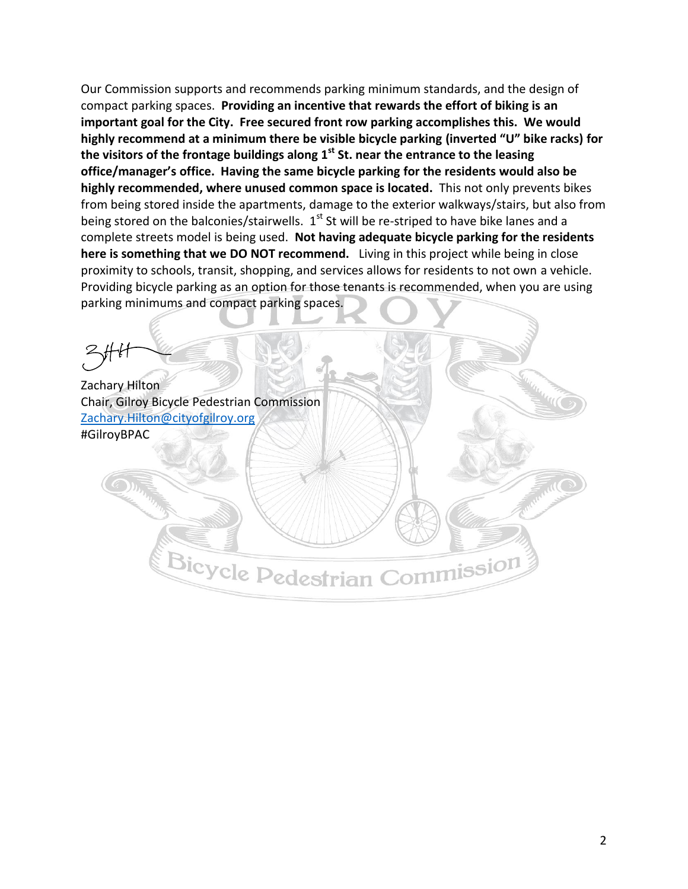Our Commission supports and recommends parking minimum standards, and the design of compact parking spaces. **Providing an incentive that rewards the effort of biking is an important goal for the City. Free secured front row parking accomplishes this. We would highly recommend at a minimum there be visible bicycle parking (inverted "U" bike racks) for the visitors of the frontage buildings along 1st St. near the entrance to the leasing office/manager's office. Having the same bicycle parking for the residents would also be highly recommended, where unused common space is located.** This not only prevents bikes from being stored inside the apartments, damage to the exterior walkways/stairs, but also from being stored on the balconies/stairwells. 1st St will be re-striped to have bike lanes and a complete streets model is being used. **Not having adequate bicycle parking for the residents here is something that we DO NOT recommend.** Living in this project while being in close proximity to schools, transit, shopping, and services allows for residents to not own a vehicle. Providing bicycle parking as an option for those tenants is recommended, when you are using parking minimums and compact parking spaces.

Zachary Hilton
Chair, Gilroy Bicycle Pedestrian Commission
Zachary.Hilton@cityofgilroy.org
#GilroyBPAC